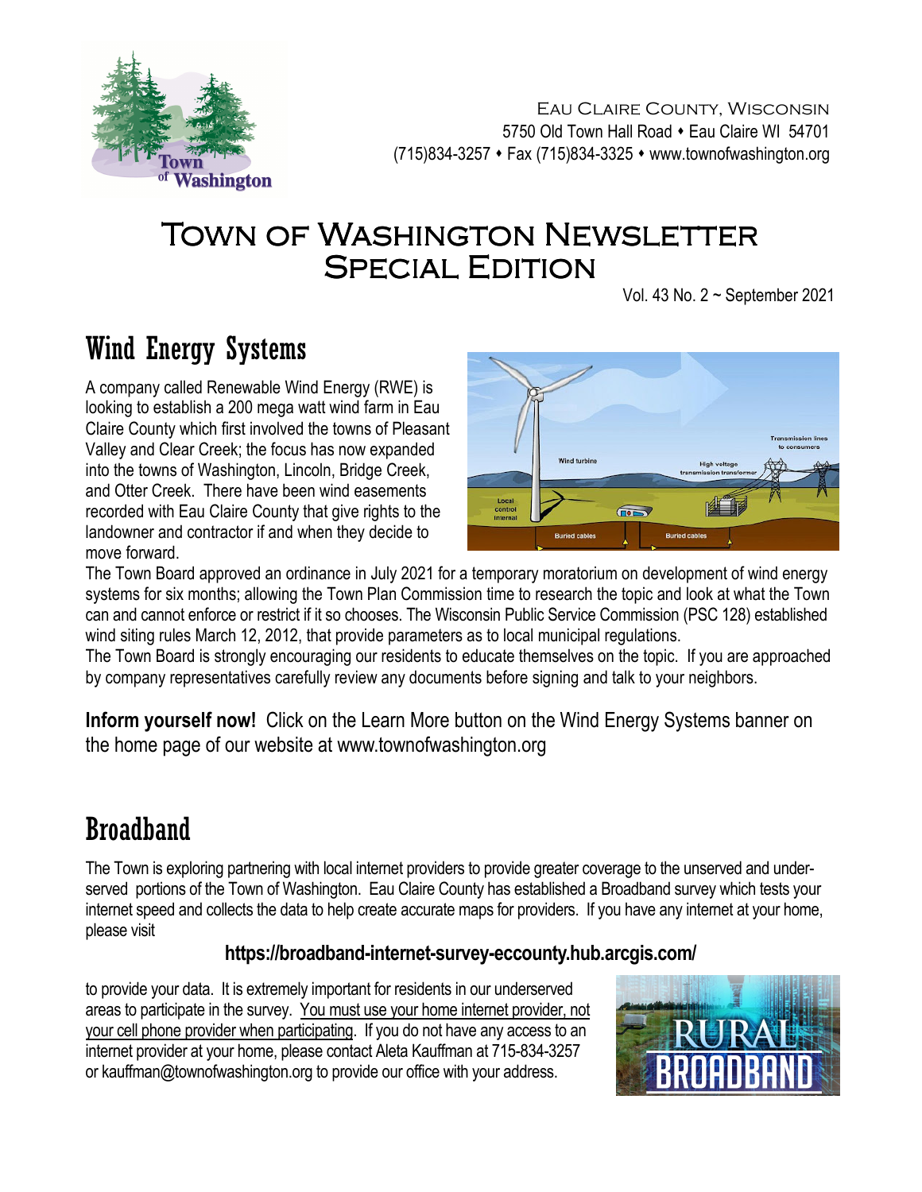Eau Claire County, Wisconsin
5750 Old Town Hall Road ⬩ Eau Claire WI 54701
(715)834-3257 ⬩ Fax (715)834-3325 ⬩ www.townofwashington.org

# Town of Washington Newsletter Special Edition

Vol. 43 No. 2 ~ September 2021

## Wind Energy Systems

A company called Renewable Wind Energy (RWE) is looking to establish a 200 mega watt wind farm in Eau Claire County which first involved the towns of Pleasant Valley and Clear Creek; the focus has now expanded into the towns of Washington, Lincoln, Bridge Creek, and Otter Creek. There have been wind easements recorded with Eau Claire County that give rights to the landowner and contractor if and when they decide to move forward.

The Town Board approved an ordinance in July 2021 for a temporary moratorium on development of wind energy systems for six months; allowing the Town Plan Commission time to research the topic and look at what the Town can and cannot enforce or restrict if it so chooses. The Wisconsin Public Service Commission (PSC 128) established wind siting rules March 12, 2012, that provide parameters as to local municipal regulations.

The Town Board is strongly encouraging our residents to educate themselves on the topic. If you are approached by company representatives carefully review any documents before signing and talk to your neighbors.

**Inform yourself now!** Click on the Learn More button on the Wind Energy Systems banner on the home page of our website at www.townofwashington.org

## Broadband

The Town is exploring partnering with local internet providers to provide greater coverage to the unserved and under-served portions of the Town of Washington. Eau Claire County has established a Broadband survey which tests your internet speed and collects the data to help create accurate maps for providers. If you have any internet at your home, please visit

**https://broadband-internet-survey-eccounty.hub.arcgis.com/**

to provide your data. It is extremely important for residents in our underserved areas to participate in the survey. You must use your home internet provider, not your cell phone provider when participating. If you do not have any access to an internet provider at your home, please contact Aleta Kauffman at 715-834-3257 or kauffman@townofwashington.org to provide our office with your address.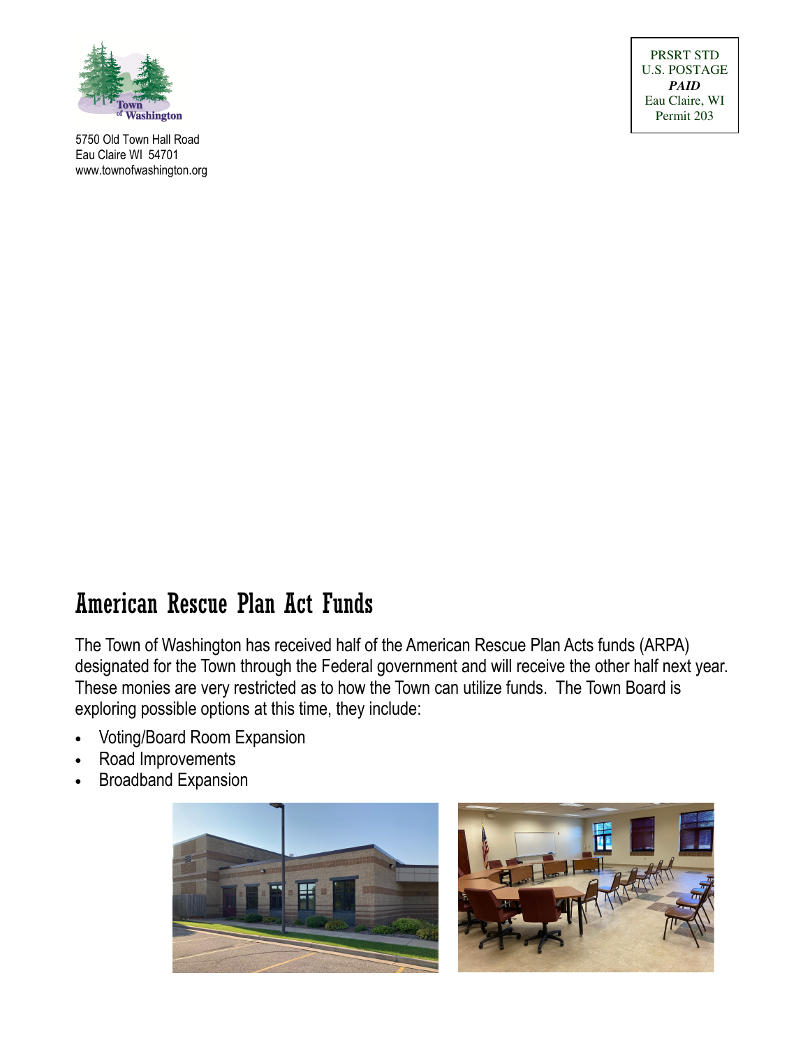Town of Washington

5750 Old Town Hall Road
Eau Claire WI 54701
www.townofwashington.org

PRSRT STD
U.S. POSTAGE
***PAID***
Eau Claire, WI
Permit 203

# American Rescue Plan Act Funds

The Town of Washington has received half of the American Rescue Plan Acts funds (ARPA) designated for the Town through the Federal government and will receive the other half next year. These monies are very restricted as to how the Town can utilize funds. The Town Board is exploring possible options at this time, they include:

- Voting/Board Room Expansion
- Road Improvements
- Broadband Expansion